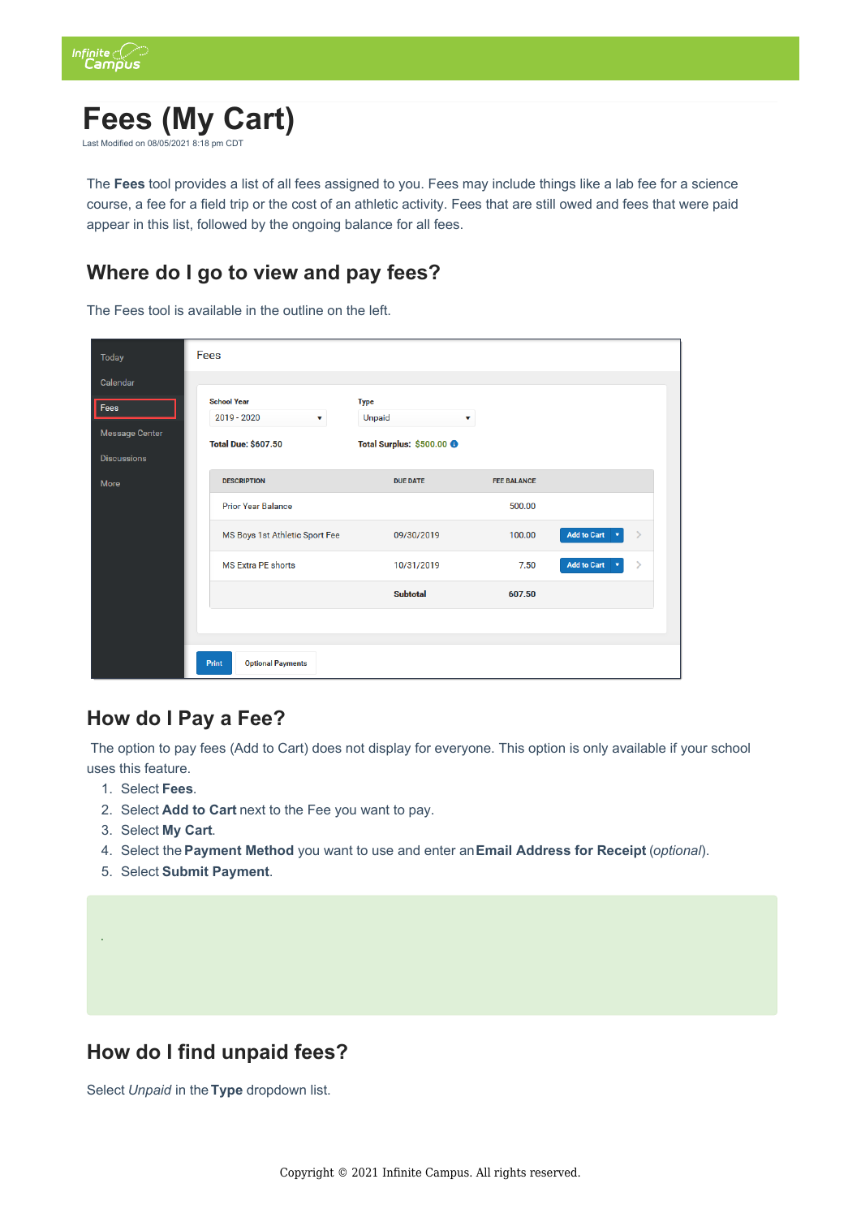# Fees (My Cart)

Last Modified on 08/05/2021 8:18 pm CDT

The **Fees** tool provides a list of all fees assigned to you. Fees may include things like a lab fee for a science course, a fee for a field trip or the cost of an athletic activity. Fees that are still owed and fees that were paid appear in this list, followed by the ongoing balance for all fees.

## Where do I go to view and pay fees?

The Fees tool is available in the outline on the left.

## How do I Pay a Fee?

The option to pay fees (Add to Cart) does not display for everyone. This option is only available if your school uses this feature.

1. Select **Fees**.
2. Select **Add to Cart** next to the Fee you want to pay.
3. Select **My Cart**.
4. Select the **Payment Method** you want to use and enter an **Email Address for Receipt** (*optional*).
5. Select **Submit Payment**.

.

## How do I find unpaid fees?

Select *Unpaid* in the **Type** dropdown list.

Copyright © 2021 Infinite Campus. All rights reserved.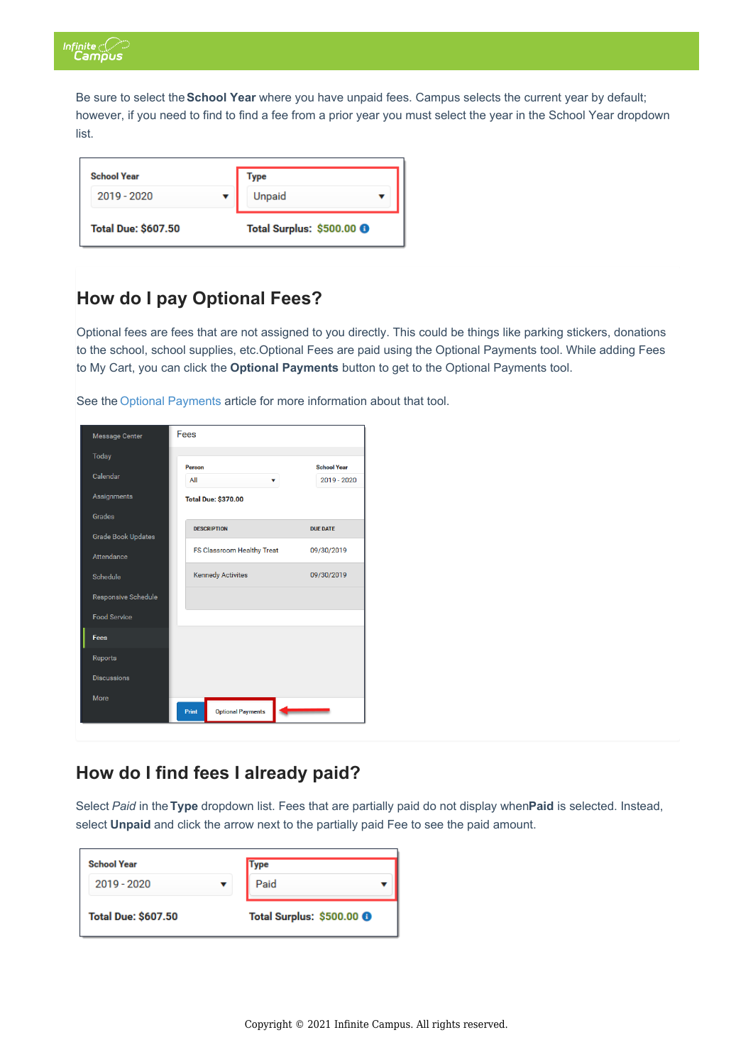Be sure to select the **School Year** where you have unpaid fees. Campus selects the current year by default; however, if you need to find to find a fee from a prior year you must select the year in the School Year dropdown list.

## How do I pay Optional Fees?

Optional fees are fees that are not assigned to you directly. This could be things like parking stickers, donations to the school, school supplies, etc.Optional Fees are paid using the Optional Payments tool. While adding Fees to My Cart, you can click the **Optional Payments** button to get to the Optional Payments tool.

See the Optional Payments article for more information about that tool.

## How do I find fees I already paid?

Select *Paid* in the **Type** dropdown list. Fees that are partially paid do not display when**Paid** is selected. Instead, select **Unpaid** and click the arrow next to the partially paid Fee to see the paid amount.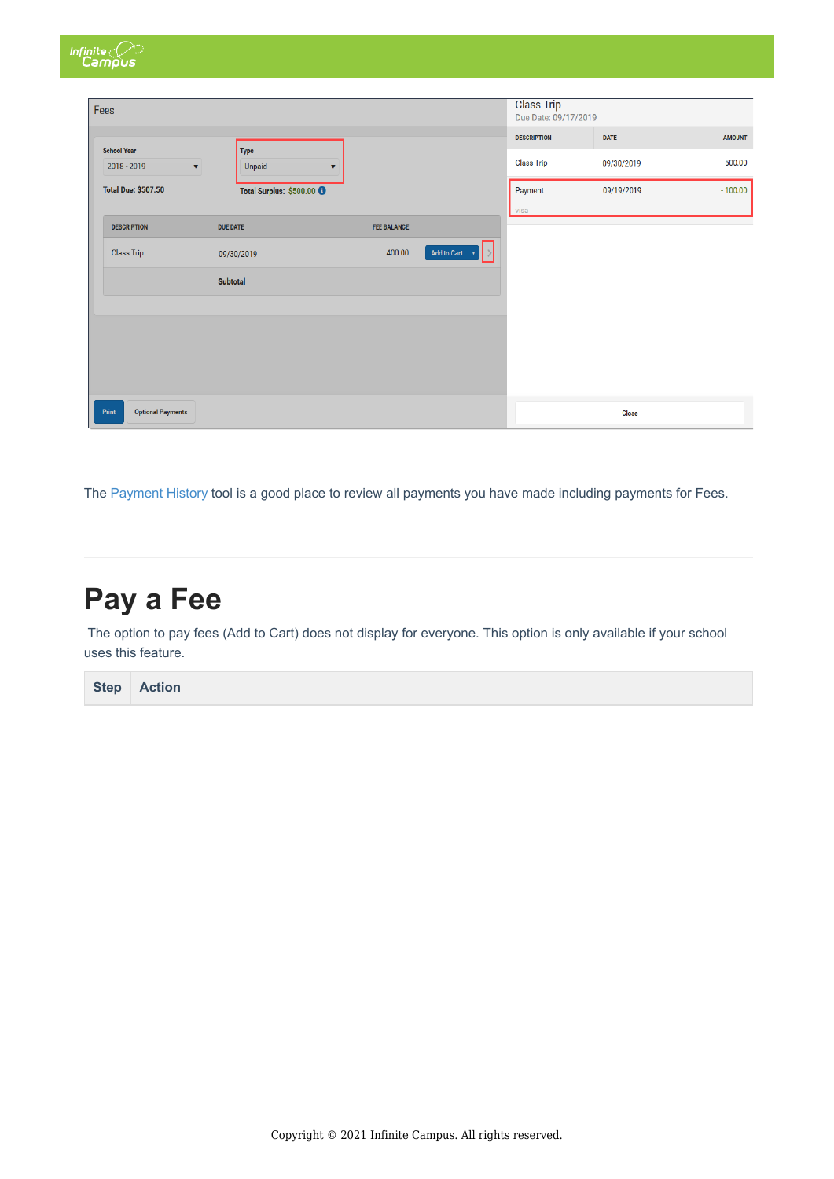The Payment History tool is a good place to review all payments you have made including payments for Fees.

# Pay a Fee

The option to pay fees (Add to Cart) does not display for everyone. This option is only available if your school uses this feature.

| Step | Action |
| --- | --- |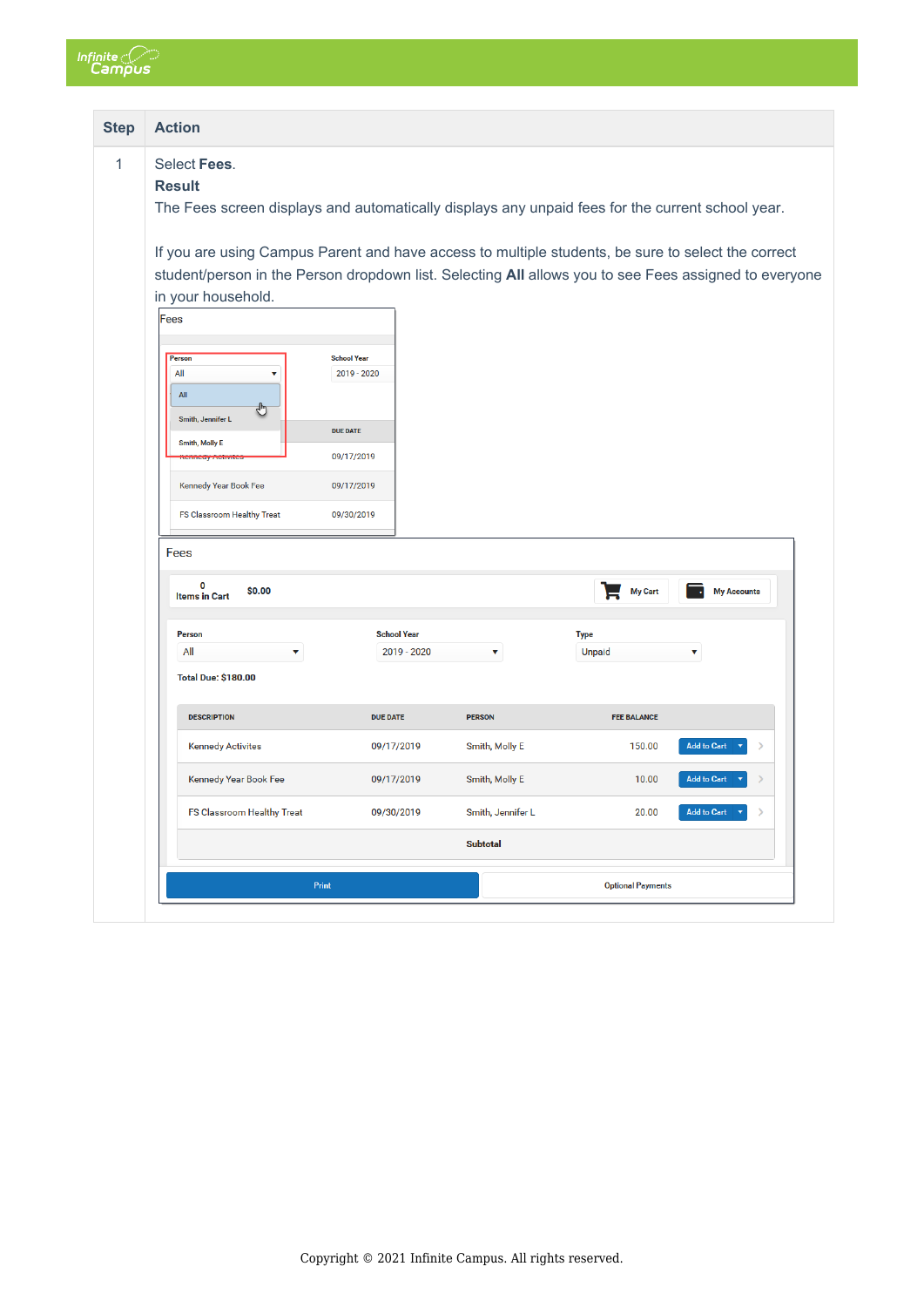| Step | Action |
|---|---|
| 1 | Select **Fees**.<br>**Result**<br>The Fees screen displays and automatically displays any unpaid fees for the current school year.<br><br>If you are using Campus Parent and have access to multiple students, be sure to select the correct student/person in the Person dropdown list. Selecting **All** allows you to see Fees assigned to everyone in your household. |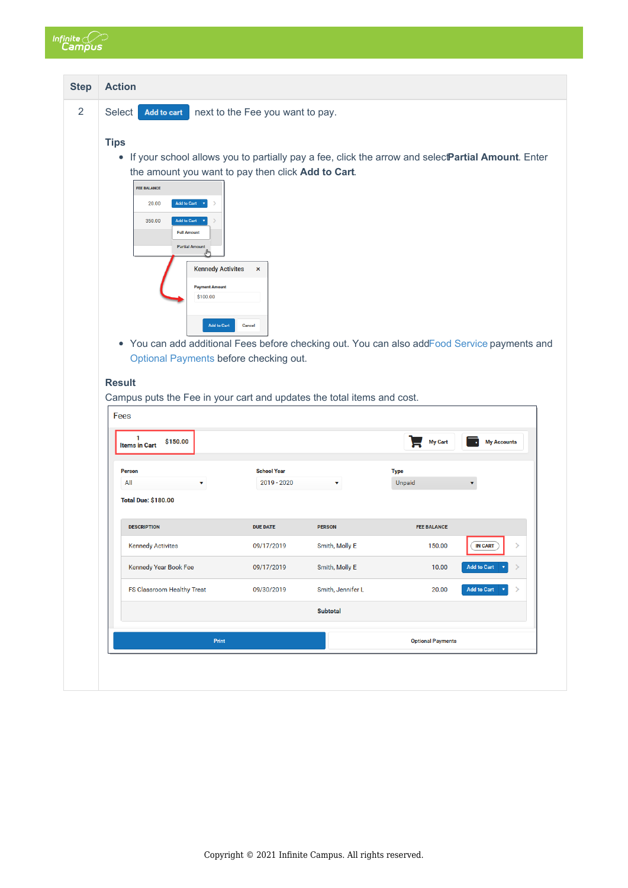| Step | Action |
| --- | --- |
| 2 | Select **Add to cart** next to the Fee you want to pay.<br><br>**Tips**<br>• If your school allows you to partially pay a fee, click the arrow and select **Partial Amount**. Enter the amount you want to pay then click **Add to Cart**.<br>• You can add additional Fees before checking out. You can also add Food Service payments and Optional Payments before checking out.<br><br>**Result**<br>Campus puts the Fee in your cart and updates the total items and cost. |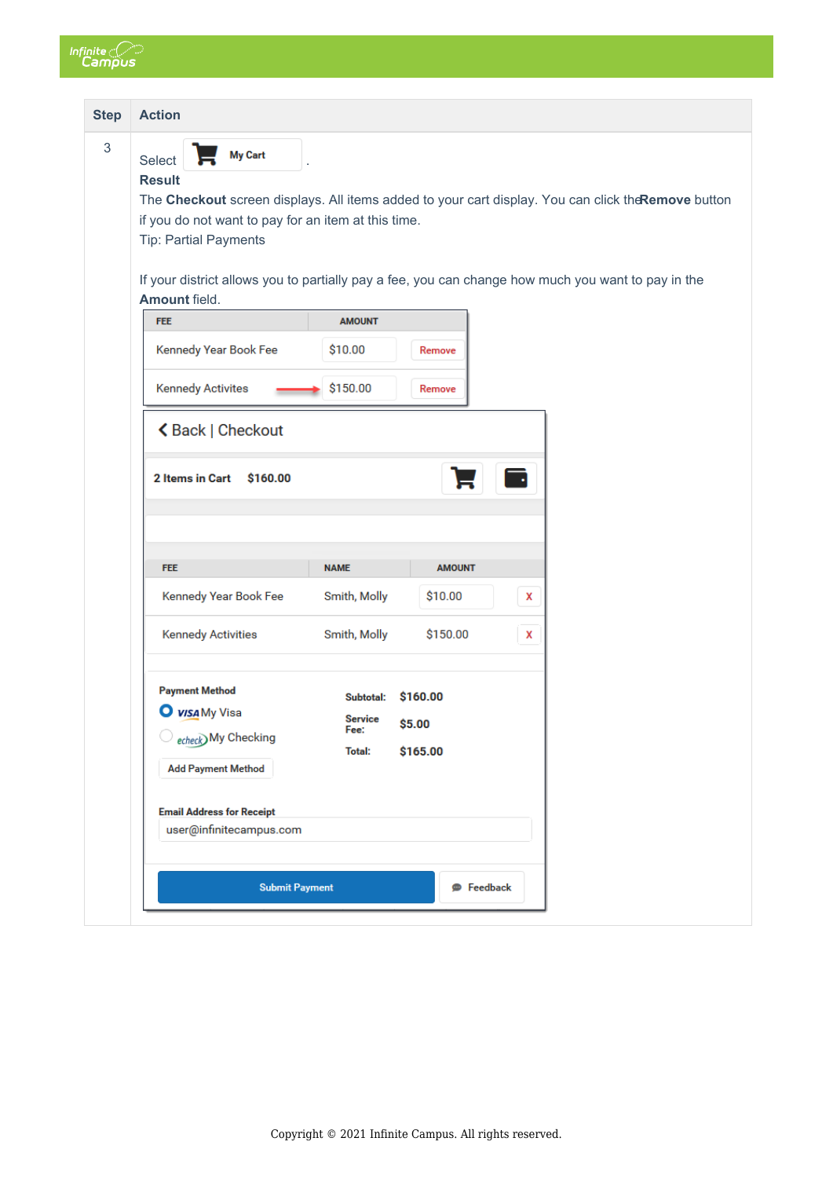| Step | Action |
|---|---|
| 3 | Select **My Cart**.<br>**Result**<br>The **Checkout** screen displays. All items added to your cart display. You can click the **Remove** button if you do not want to pay for an item at this time.<br>Tip: Partial Payments<br><br>If your district allows you to partially pay a fee, you can change how much you want to pay in the **Amount** field. |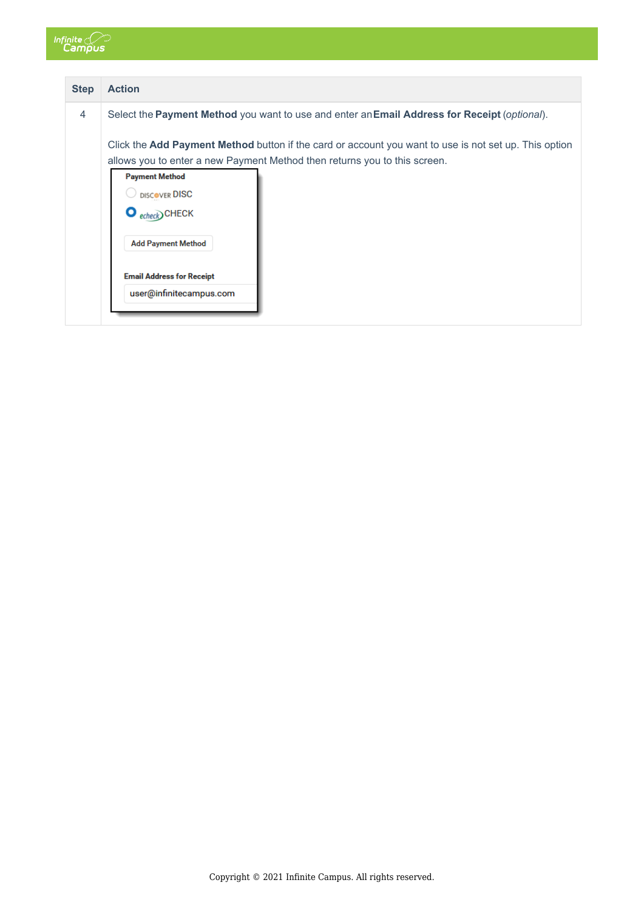| Step | Action |
| --- | --- |
| 4 | Select the **Payment Method** you want to use and enter an **Email Address for Receipt** (*optional*).<br><br>Click the **Add Payment Method** button if the card or account you want to use is not set up. This option allows you to enter a new Payment Method then returns you to this screen. |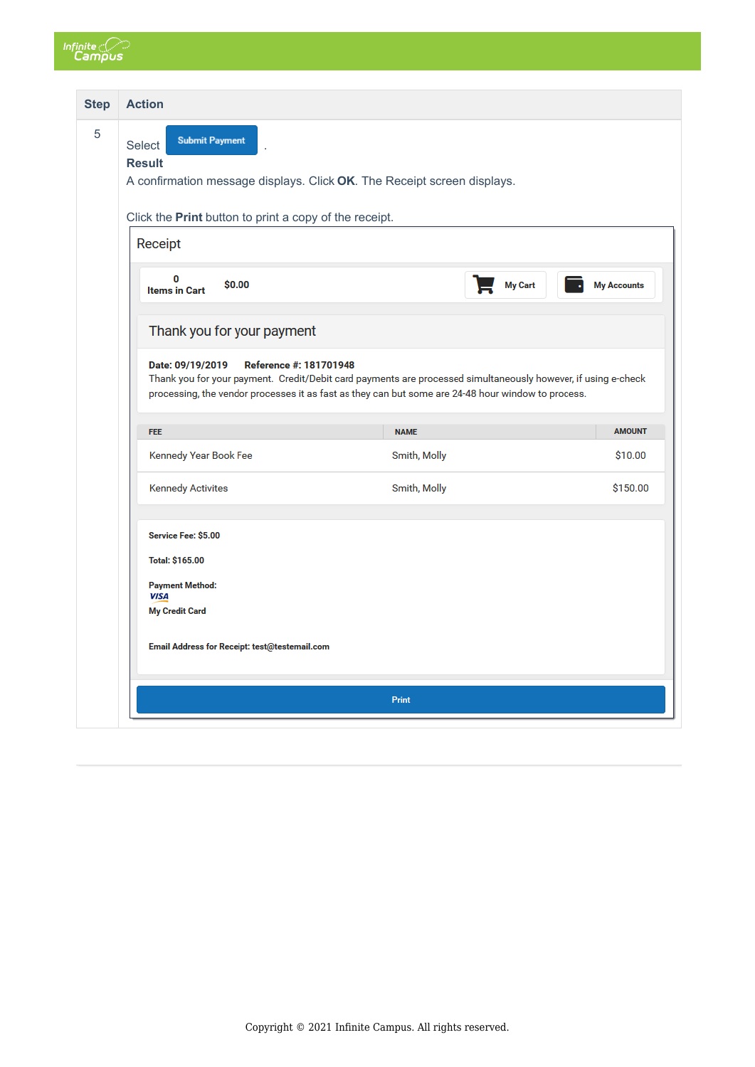| Step | Action |
|---|---|
| 5 | Select **Submit Payment** .<br>**Result**<br>A confirmation message displays. Click **OK**. The Receipt screen displays.<br><br>Click the **Print** button to print a copy of the receipt.<br><br>Receipt<br><br>0 Items in Cart $0.00 My Cart My Accounts<br><br>Thank you for your payment<br><br>**Date: 09/19/2019 Reference #: 181701948**<br>Thank you for your payment. Credit/Debit card payments are processed simultaneously however, if using e-check processing, the vendor processes it as fast as they can but some are 24-48 hour window to process.<br><br>FEE / NAME / AMOUNT<br>Kennedy Year Book Fee / Smith, Molly / $10.00<br>Kennedy Activites / Smith, Molly / $150.00<br><br>**Service Fee: $5.00**<br>**Total: $165.00**<br>**Payment Method:**<br>VISA<br>**My Credit Card**<br><br>**Email Address for Receipt: test@testemail.com**<br><br>Print |